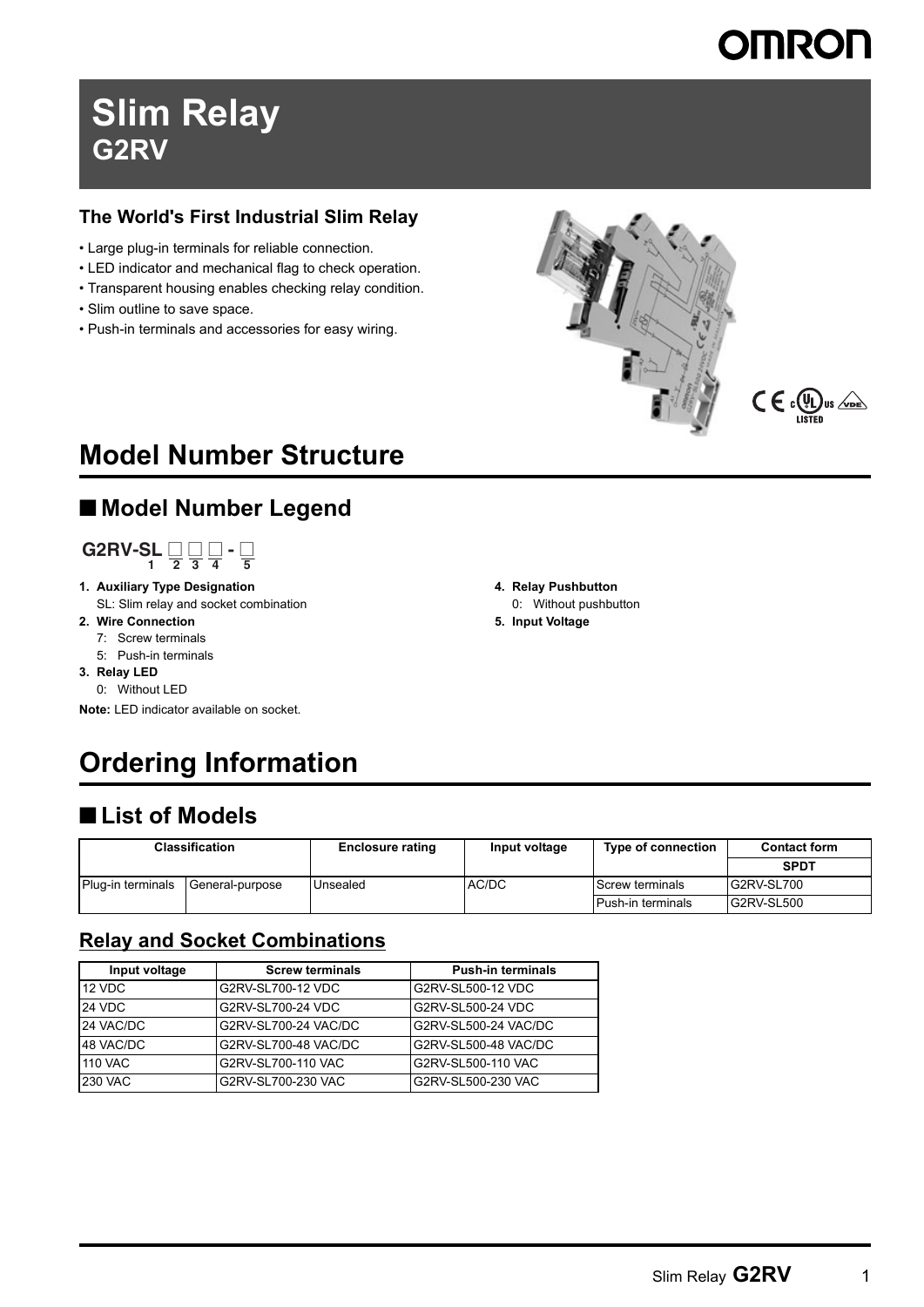# Slim Relay
## G2RV

### The World's First Industrial Slim Relay

- Large plug-in terminals for reliable connection.
- LED indicator and mechanical flag to check operation.
- Transparent housing enables checking relay condition.
- Slim outline to save space.
- Push-in terminals and accessories for easy wiring.

# Model Number Structure

## ■ Model Number Legend

**G2RV-SL □ □ □ - □**
 1 2 3 4 5

1. **Auxiliary Type Designation**
   SL: Slim relay and socket combination
2. **Wire Connection**
   7: Screw terminals
   5: Push-in terminals
3. **Relay LED**
   0: Without LED

**Note:** LED indicator available on socket.

4. **Relay Pushbutton**
   0: Without pushbutton
5. **Input Voltage**

# Ordering Information

## ■ List of Models

| Classification | | Enclosure rating | Input voltage | Type of connection | Contact form |
|---|---|---|---|---|---|
| | | | | | **SPDT** |
| Plug-in terminals | General-purpose | Unsealed | AC/DC | Screw terminals | G2RV-SL700 |
| | | | | Push-in terminals | G2RV-SL500 |

### Relay and Socket Combinations

| Input voltage | Screw terminals | Push-in terminals |
|---|---|---|
| 12 VDC | G2RV-SL700-12 VDC | G2RV-SL500-12 VDC |
| 24 VDC | G2RV-SL700-24 VDC | G2RV-SL500-24 VDC |
| 24 VAC/DC | G2RV-SL700-24 VAC/DC | G2RV-SL500-24 VAC/DC |
| 48 VAC/DC | G2RV-SL700-48 VAC/DC | G2RV-SL500-48 VAC/DC |
| 110 VAC | G2RV-SL700-110 VAC | G2RV-SL500-110 VAC |
| 230 VAC | G2RV-SL700-230 VAC | G2RV-SL500-230 VAC |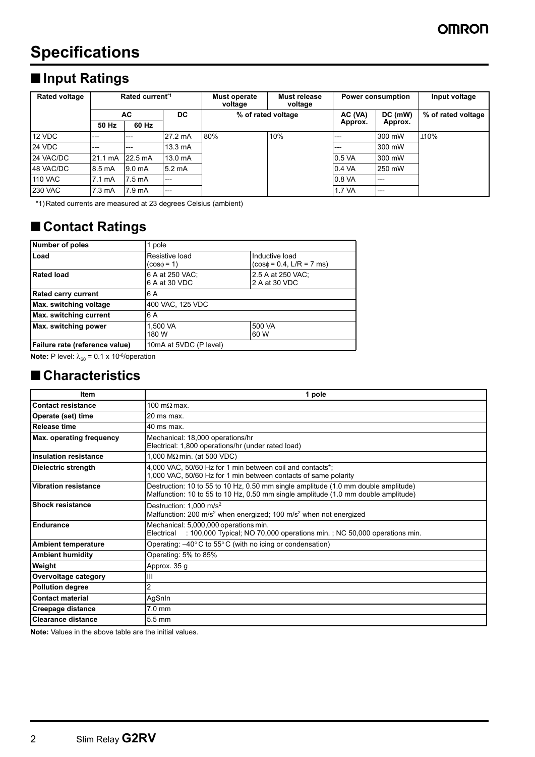# Specifications

## ■ Input Ratings

| Rated voltage | Rated current*1 | | | Must operate voltage | Must release voltage | Power consumption | | Input voltage |
|---|---|---|---|---|---|---|---|---|
| | AC | | DC | % of rated voltage | | AC (VA) Approx. | DC (mW) Approx. | % of rated voltage |
| | 50 Hz | 60 Hz | | | | | | |
| 12 VDC | --- | --- | 27.2 mA | 80% | 10% | --- | 300 mW | ±10% |
| 24 VDC | --- | --- | 13.3 mA | | | --- | 300 mW | |
| 24 VAC/DC | 21.1 mA | 22.5 mA | 13.0 mA | | | 0.5 VA | 300 mW | |
| 48 VAC/DC | 8.5 mA | 9.0 mA | 5.2 mA | | | 0.4 VA | 250 mW | |
| 110 VAC | 7.1 mA | 7.5 mA | --- | | | 0.8 VA | --- | |
| 230 VAC | 7.3 mA | 7.9 mA | --- | | | 1.7 VA | --- | |

*1) Rated currents are measured at 23 degrees Celsius (ambient)

## ■ Contact Ratings

| Number of poles | 1 pole | |
|---|---|---|
| Load | Resistive load ($\cos\phi = 1$) | Inductive load ($\cos\phi = 0.4$, L/R = 7 ms) |
| Rated load | 6 A at 250 VAC; 6 A at 30 VDC | 2.5 A at 250 VAC; 2 A at 30 VDC |
| Rated carry current | 6 A | |
| Max. switching voltage | 400 VAC, 125 VDC | |
| Max. switching current | 6 A | |
| Max. switching power | 1,500 VA 180 W | 500 VA 60 W |
| Failure rate (reference value) | 10mA at 5VDC (P level) | |

**Note:** P level: $\lambda_{60} = 0.1 \times 10^{-6}$/operation

## ■ Characteristics

| Item | 1 pole |
|---|---|
| Contact resistance | 100 mΩ max. |
| Operate (set) time | 20 ms max. |
| Release time | 40 ms max. |
| Max. operating frequency | Mechanical: 18,000 operations/hr<br>Electrical: 1,800 operations/hr (under rated load) |
| Insulation resistance | 1,000 MΩ min. (at 500 VDC) |
| Dielectric strength | 4,000 VAC, 50/60 Hz for 1 min between coil and contacts*;<br>1,000 VAC, 50/60 Hz for 1 min between contacts of same polarity |
| Vibration resistance | Destruction: 10 to 55 to 10 Hz, 0.50 mm single amplitude (1.0 mm double amplitude)<br>Malfunction: 10 to 55 to 10 Hz, 0.50 mm single amplitude (1.0 mm double amplitude) |
| Shock resistance | Destruction: 1,000 $m/s^2$<br>Malfunction: 200 $m/s^2$ when energized; 100 $m/s^2$ when not energized |
| Endurance | Mechanical: 5,000,000 operations min.<br>Electrical : 100,000 Typical; NO 70,000 operations min. ; NC 50,000 operations min. |
| Ambient temperature | Operating: –40°C to 55°C (with no icing or condensation) |
| Ambient humidity | Operating: 5% to 85% |
| Weight | Approx. 35 g |
| Overvoltage category | III |
| Pollution degree | 2 |
| Contact material | AgSnIn |
| Creepage distance | 7.0 mm |
| Clearance distance | 5.5 mm |

**Note:** Values in the above table are the initial values.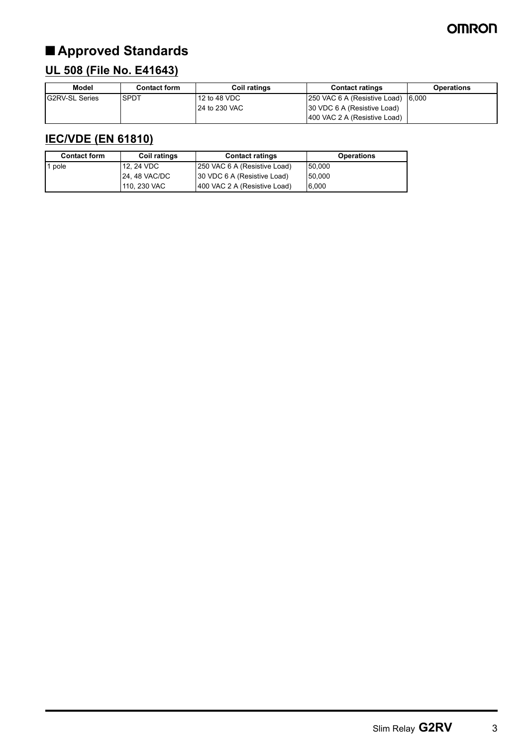## ■ Approved Standards

### UL 508 (File No. E41643)

| Model | Contact form | Coil ratings | Contact ratings | Operations |
|---|---|---|---|---|
| G2RV-SL Series | SPDT | 12 to 48 VDC | 250 VAC 6 A (Resistive Load) | 6,000 |
| | | 24 to 230 VAC | 30 VDC 6 A (Resistive Load) | |
| | | | 400 VAC 2 A (Resistive Load) | |

### IEC/VDE (EN 61810)

| Contact form | Coil ratings | Contact ratings | Operations |
|---|---|---|---|
| 1 pole | 12, 24 VDC | 250 VAC 6 A (Resistive Load) | 50,000 |
| | 24, 48 VAC/DC | 30 VDC 6 A (Resistive Load) | 50,000 |
| | 110, 230 VAC | 400 VAC 2 A (Resistive Load) | 6,000 |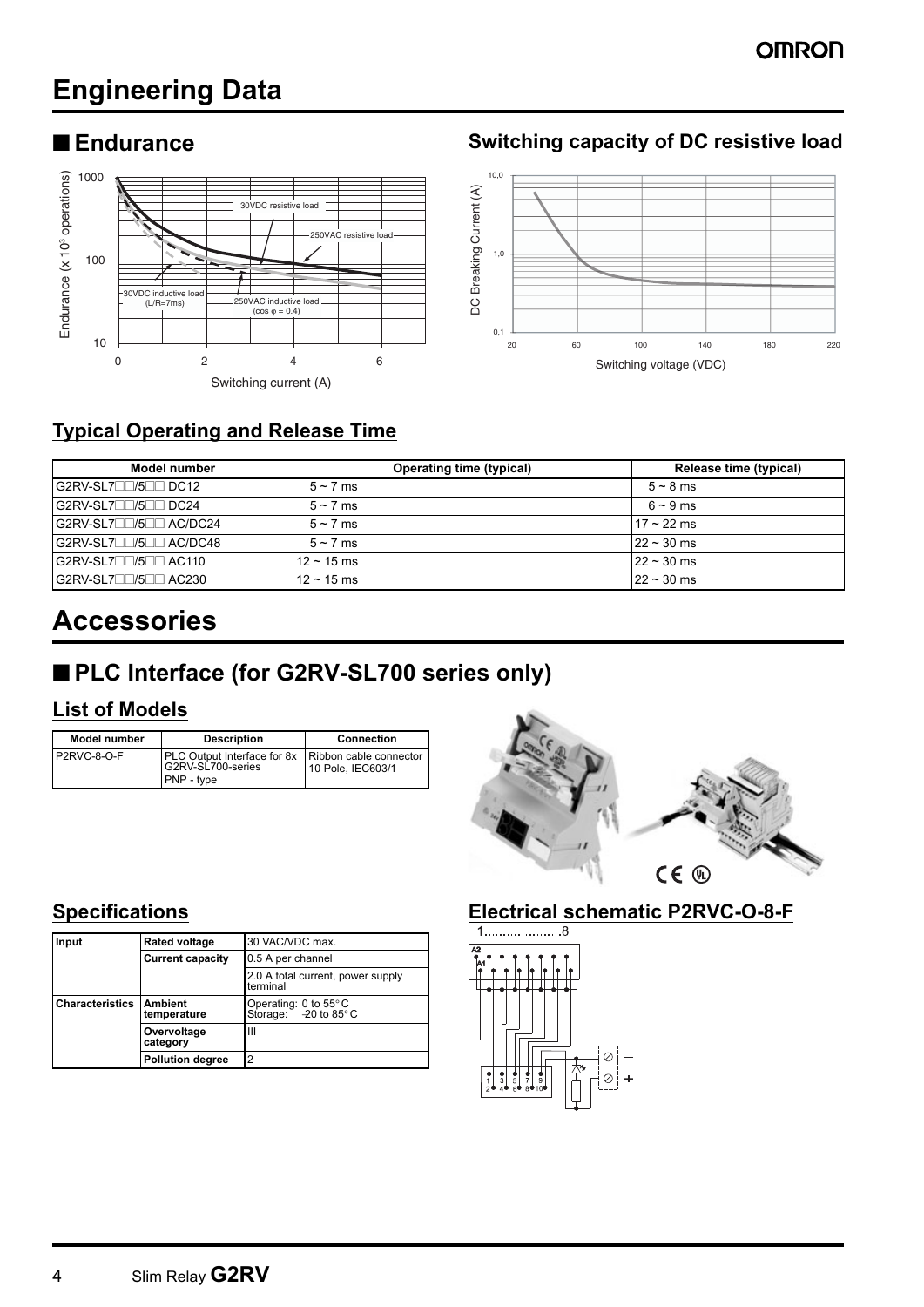# Engineering Data

## ■ Endurance

Endurance (x 10³ operations)

1000, 100, 10

30VDC resistive load

250VAC resistive load

30VDC inductive load (L/R=7ms)

250VAC inductive load (cos φ = 0.4)

0, 2, 4, 6

Switching current (A)

## Switching capacity of DC resistive load

DC Breaking Current (A)

10,0, 1,0, 0,1

20, 60, 100, 140, 180, 220

Switching voltage (VDC)

## Typical Operating and Release Time

| Model number | Operating time (typical) | Release time (typical) |
|---|---|---|
| G2RV-SL7□□/5□□ DC12 | 5 ~ 7 ms | 5 ~ 8 ms |
| G2RV-SL7□□/5□□ DC24 | 5 ~ 7 ms | 6 ~ 9 ms |
| G2RV-SL7□□/5□□ AC/DC24 | 5 ~ 7 ms | 17 ~ 22 ms |
| G2RV-SL7□□/5□□ AC/DC48 | 5 ~ 7 ms | 22 ~ 30 ms |
| G2RV-SL7□□/5□□ AC110 | 12 ~ 15 ms | 22 ~ 30 ms |
| G2RV-SL7□□/5□□ AC230 | 12 ~ 15 ms | 22 ~ 30 ms |

# Accessories

## ■ PLC Interface (for G2RV-SL700 series only)

### List of Models

| Model number | Description | Connection |
|---|---|---|
| P2RVC-8-O-F | PLC Output Interface for 8x G2RV-SL700-series PNP - type | Ribbon cable connector 10 Pole, IEC603/1 |

### Specifications

| Input | Rated voltage | 30 VAC/VDC max. |
|---|---|---|
| | Current capacity | 0.5 A per channel |
| | | 2.0 A total current, power supply terminal |
| Characteristics | Ambient temperature | Operating: 0 to 55°C<br>Storage: -20 to 85°C |
| | Overvoltage category | III |
| | Pollution degree | 2 |

### Electrical schematic P2RVC-O-8-F

1..................8

A2 A1

1 2 3 4 5 6 7 8 9 10

− +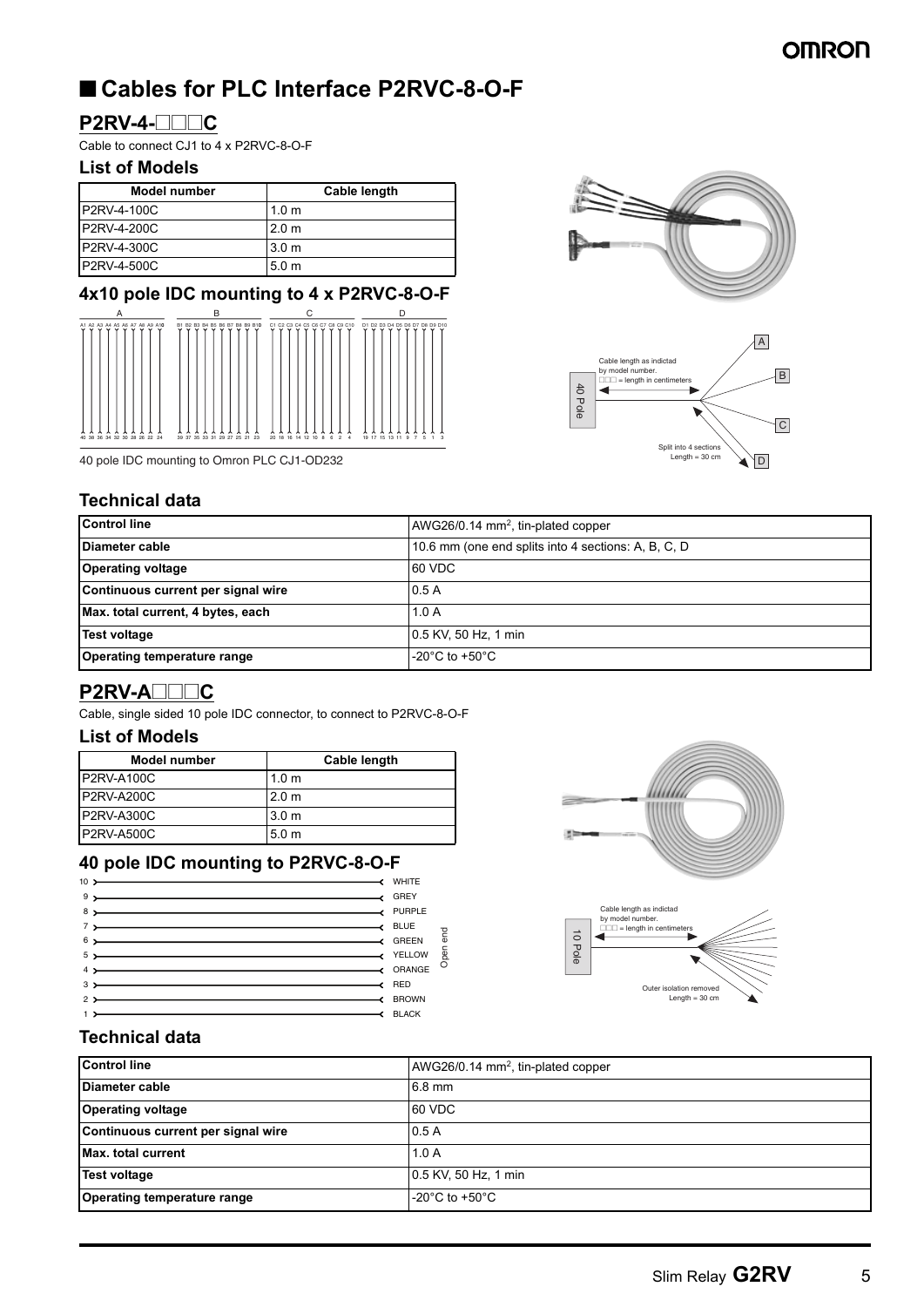## ■ Cables for PLC Interface P2RVC-8-O-F

### P2RV-4-□□□C

Cable to connect CJ1 to 4 x P2RVC-8-O-F

#### List of Models

| Model number | Cable length |
|---|---|
| P2RV-4-100C | 1.0 m |
| P2RV-4-200C | 2.0 m |
| P2RV-4-300C | 3.0 m |
| P2RV-4-500C | 5.0 m |

#### 4x10 pole IDC mounting to 4 x P2RVC-8-O-F

A: A1 A2 A3 A4 A5 A6 A7 A8 A9 A10 — 40 38 36 34 32 30 28 26 22 24

B: B1 B2 B3 B4 B5 B6 B7 B8 B9 B10 — 39 37 35 33 31 29 27 25 21 23

C: C1 C2 C3 C4 C5 C6 C7 C8 C9 C10 — 20 18 16 14 12 10 8 6 2 4

D: D1 D2 D3 D4 D5 D6 D7 D8 D9 D10 — 19 17 15 13 11 9 7 5 1 3

40 pole IDC mounting to Omron PLC CJ1-OD232

40 Pole — Cable length as indictad by model number. □□□ = length in centimeters — Split into 4 sections Length = 30 cm — A, B, C, D

#### Technical data

| Control line | AWG26/0.14 mm², tin-plated copper |
|---|---|
| Diameter cable | 10.6 mm (one end splits into 4 sections: A, B, C, D |
| Operating voltage | 60 VDC |
| Continuous current per signal wire | 0.5 A |
| Max. total current, 4 bytes, each | 1.0 A |
| Test voltage | 0.5 KV, 50 Hz, 1 min |
| Operating temperature range | -20°C to +50°C |

### P2RV-A□□□C

Cable, single sided 10 pole IDC connector, to connect to P2RVC-8-O-F

#### List of Models

| Model number | Cable length |
|---|---|
| P2RV-A100C | 1.0 m |
| P2RV-A200C | 2.0 m |
| P2RV-A300C | 3.0 m |
| P2RV-A500C | 5.0 m |

#### 40 pole IDC mounting to P2RVC-8-O-F

| Pin | Open end |
|---|---|
| 10 | WHITE |
| 9 | GREY |
| 8 | PURPLE |
| 7 | BLUE |
| 6 | GREEN |
| 5 | YELLOW |
| 4 | ORANGE |
| 3 | RED |
| 2 | BROWN |
| 1 | BLACK |

10 Pole — Cable length as indictad by model number. □□□ = length in centimeters — Outer isolation removed Length = 30 cm

#### Technical data

| Control line | AWG26/0.14 mm², tin-plated copper |
|---|---|
| Diameter cable | 6.8 mm |
| Operating voltage | 60 VDC |
| Continuous current per signal wire | 0.5 A |
| Max. total current | 1.0 A |
| Test voltage | 0.5 KV, 50 Hz, 1 min |
| Operating temperature range | -20°C to +50°C |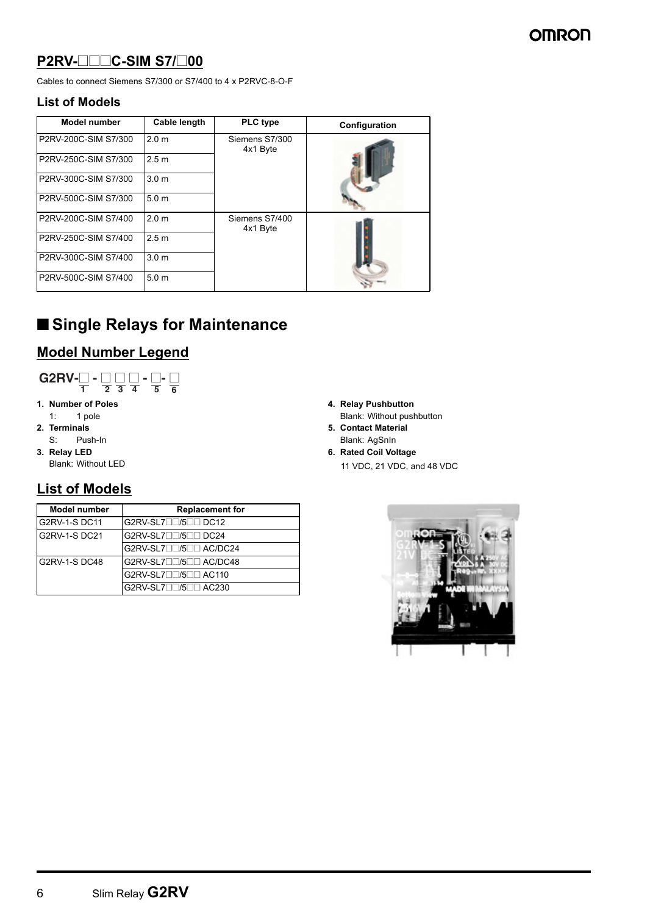## P2RV-□□□C-SIM S7/□00

Cables to connect Siemens S7/300 or S7/400 to 4 x P2RVC-8-O-F

### List of Models

| Model number | Cable length | PLC type | Configuration |
|---|---|---|---|
| P2RV-200C-SIM S7/300 | 2.0 m | Siemens S7/300 4x1 Byte | |
| P2RV-250C-SIM S7/300 | 2.5 m | | |
| P2RV-300C-SIM S7/300 | 3.0 m | | |
| P2RV-500C-SIM S7/300 | 5.0 m | | |
| P2RV-200C-SIM S7/400 | 2.0 m | Siemens S7/400 4x1 Byte | |
| P2RV-250C-SIM S7/400 | 2.5 m | | |
| P2RV-300C-SIM S7/400 | 3.0 m | | |
| P2RV-500C-SIM S7/400 | 5.0 m | | |

# ■ Single Relays for Maintenance

## Model Number Legend

**G2RV-□ - □ □ □ - □- □**
(1 - 2 3 4 - 5 - 6)

1. **Number of Poles**
   1: 1 pole
2. **Terminals**
   S: Push-In
3. **Relay LED**
   Blank: Without LED
4. **Relay Pushbutton**
   Blank: Without pushbutton
5. **Contact Material**
   Blank: AgSnIn
6. **Rated Coil Voltage**
   11 VDC, 21 VDC, and 48 VDC

## List of Models

| Model number | Replacement for |
|---|---|
| G2RV-1-S DC11 | G2RV-SL7□□/5□□ DC12 |
| G2RV-1-S DC21 | G2RV-SL7□□/5□□ DC24 |
| | G2RV-SL7□□/5□□ AC/DC24 |
| G2RV-1-S DC48 | G2RV-SL7□□/5□□ AC/DC48 |
| | G2RV-SL7□□/5□□ AC110 |
| | G2RV-SL7□□/5□□ AC230 |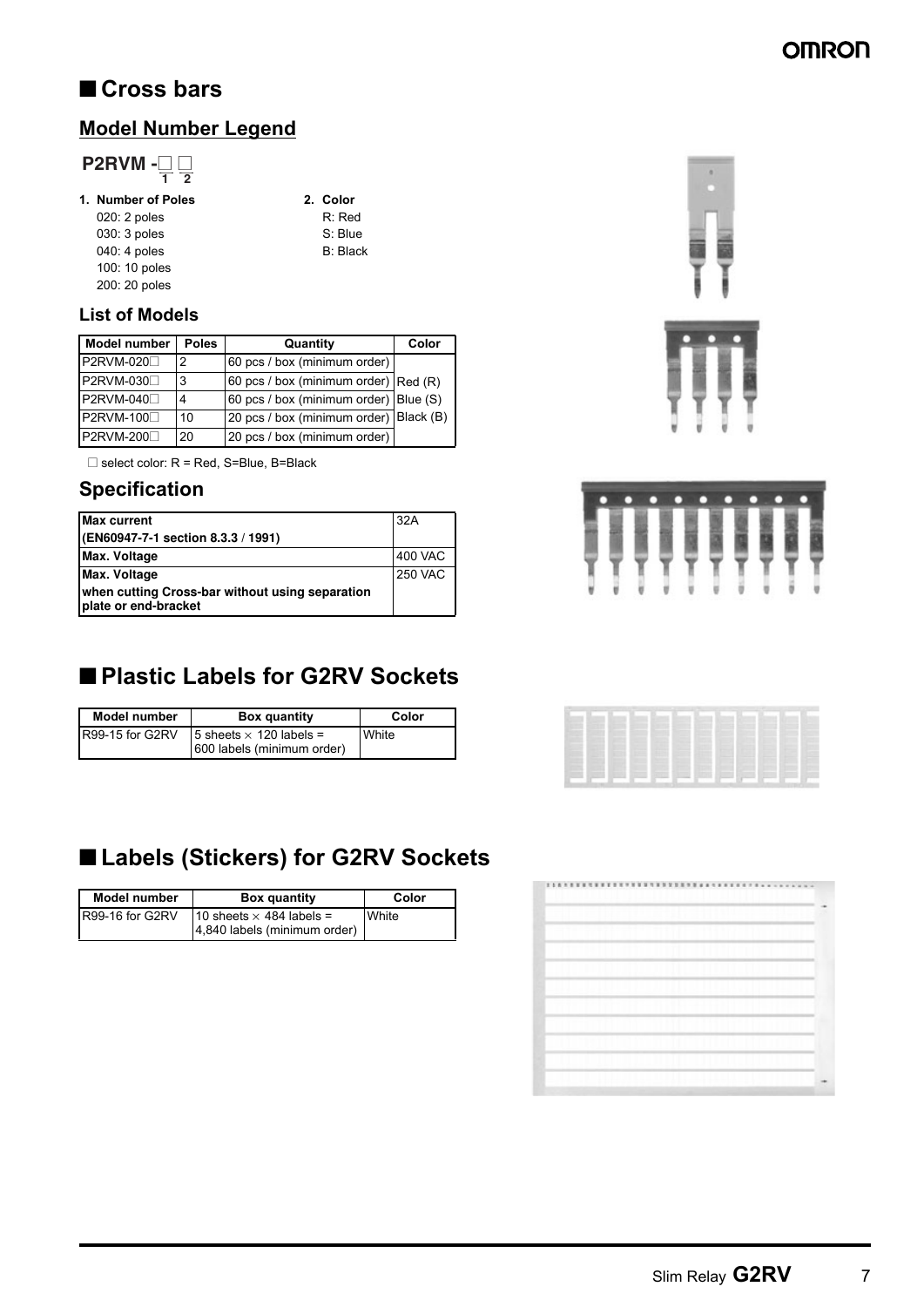## ■ Cross bars

### Model Number Legend

**P2RVM -□ □**
1 2

**1. Number of Poles**
020: 2 poles
030: 3 poles
040: 4 poles
100: 10 poles
200: 20 poles

**2. Color**
R: Red
S: Blue
B: Black

### List of Models

| Model number | Poles | Quantity | Color |
|---|---|---|---|
| P2RVM-020□ | 2 | 60 pcs / box (minimum order) | Red (R) Blue (S) Black (B) |
| P2RVM-030□ | 3 | 60 pcs / box (minimum order) | |
| P2RVM-040□ | 4 | 60 pcs / box (minimum order) | |
| P2RVM-100□ | 10 | 20 pcs / box (minimum order) | |
| P2RVM-200□ | 20 | 20 pcs / box (minimum order) | |

□ select color: R = Red, S=Blue, B=Black

### Specification

| | |
|---|---|
| **Max current (EN60947-7-1 section 8.3.3 / 1991)** | 32A |
| **Max. Voltage** | 400 VAC |
| **Max. Voltage when cutting Cross-bar without using separation plate or end-bracket** | 250 VAC |

## ■ Plastic Labels for G2RV Sockets

| Model number | Box quantity | Color |
|---|---|---|
| R99-15 for G2RV | 5 sheets × 120 labels = 600 labels (minimum order) | White |

## ■ Labels (Stickers) for G2RV Sockets

| Model number | Box quantity | Color |
|---|---|---|
| R99-16 for G2RV | 10 sheets × 484 labels = 4,840 labels (minimum order) | White |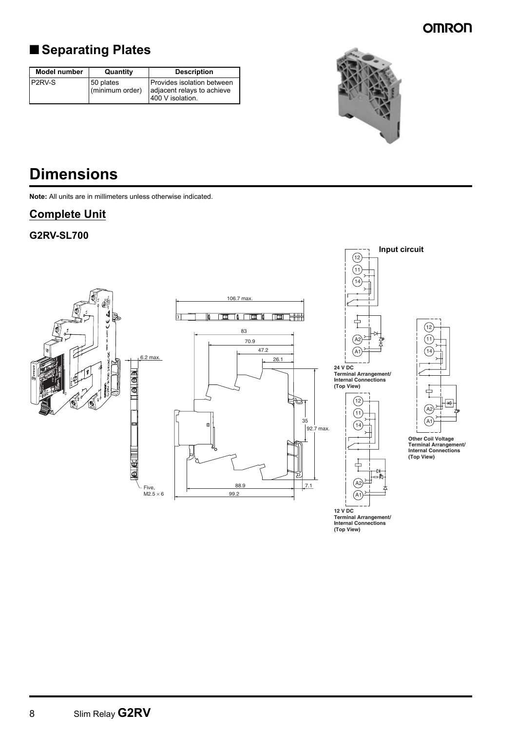## ■ Separating Plates

| Model number | Quantity | Description |
|---|---|---|
| P2RV-S | 50 plates (minimum order) | Provides isolation between adjacent relays to achieve 400 V isolation. |

# Dimensions

**Note:** All units are in millimeters unless otherwise indicated.

## Complete Unit

### G2RV-SL700

106.7 max.

83

70.9

47.2

26.1

6.2 max.

35

92.7 max.

88.9

7.1

99.2

Five, M2.5 × 6

**Input circuit**

**24 V DC Terminal Arrangement/ Internal Connections (Top View)**

**12 V DC Terminal Arrangement/ Internal Connections (Top View)**

**Other Coil Voltage Terminal Arrangement/ Internal Connections (Top View)**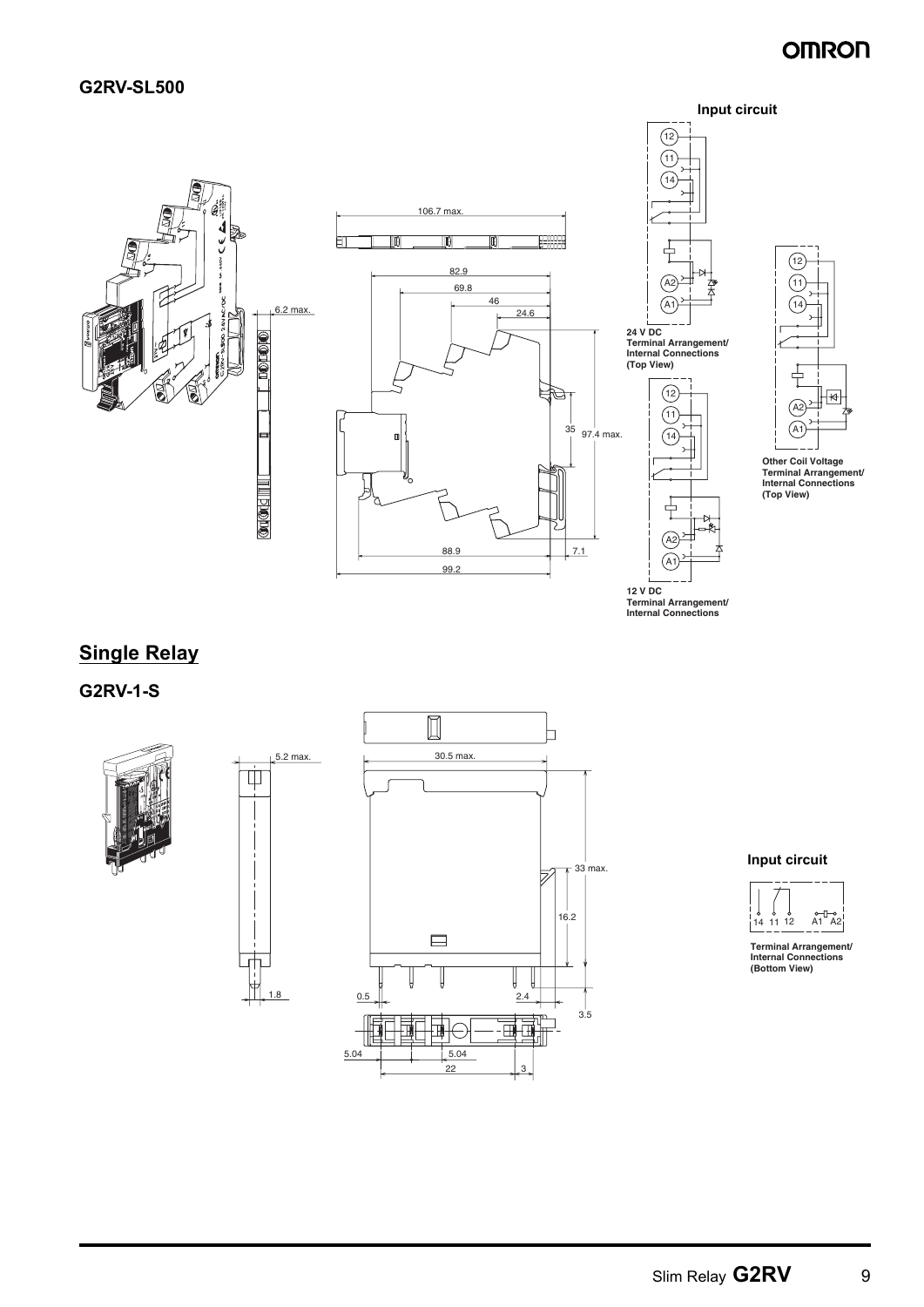## G2RV-SL500

106.7 max.

82.9

69.8

46

24.6

6.2 max.

35

97.4 max.

88.9

7.1

99.2

**Input circuit**

12 11 14 A2 A1

**24 V DC Terminal Arrangement/ Internal Connections (Top View)**

12 11 14 A2 A1

**12 V DC Terminal Arrangement/ Internal Connections**

12 11 14 A2 A1

**Other Coil Voltage Terminal Arrangement/ Internal Connections (Top View)**

# Single Relay

## G2RV-1-S

5.2 max.

30.5 max.

33 max.

16.2

1.8

0.5

2.4

3.5

5.04

5.04

22

3

**Input circuit**

14 11 12 A1 A2

**Terminal Arrangement/ Internal Connections (Bottom View)**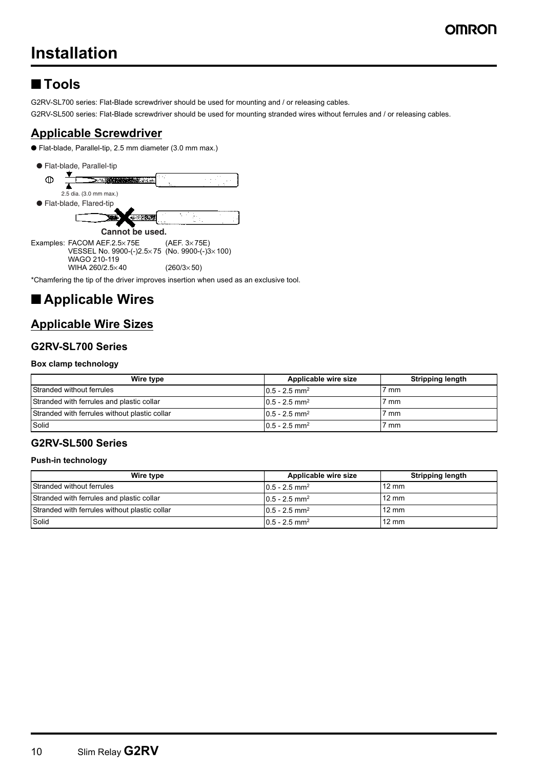# Installation

## ■ Tools

G2RV-SL700 series: Flat-Blade screwdriver should be used for mounting and / or releasing cables.

G2RV-SL500 series: Flat-Blade screwdriver should be used for mounting stranded wires without ferrules and / or releasing cables.

### Applicable Screwdriver

● Flat-blade, Parallel-tip, 2.5 mm diameter (3.0 mm max.)

● Flat-blade, Parallel-tip

2.5 dia. (3.0 mm max.)

● Flat-blade, Flared-tip

**Cannot be used.**

Examples: FACOM AEF.2.5×75E (AEF. 3×75E)
VESSEL No. 9900-(-)2.5×75 (No. 9900-(-)3×100)
WAGO 210-119
WIHA 260/2.5×40 (260/3×50)

*Chamfering the tip of the driver improves insertion when used as an exclusive tool.

## ■ Applicable Wires

### Applicable Wire Sizes

#### G2RV-SL700 Series

**Box clamp technology**

| Wire type | Applicable wire size | Stripping length |
|---|---|---|
| Stranded without ferrules | 0.5 - 2.5 mm$^2$ | 7 mm |
| Stranded with ferrules and plastic collar | 0.5 - 2.5 mm$^2$ | 7 mm |
| Stranded with ferrules without plastic collar | 0.5 - 2.5 mm$^2$ | 7 mm |
| Solid | 0.5 - 2.5 mm$^2$ | 7 mm |

#### G2RV-SL500 Series

**Push-in technology**

| Wire type | Applicable wire size | Stripping length |
|---|---|---|
| Stranded without ferrules | 0.5 - 2.5 mm$^2$ | 12 mm |
| Stranded with ferrules and plastic collar | 0.5 - 2.5 mm$^2$ | 12 mm |
| Stranded with ferrules without plastic collar | 0.5 - 2.5 mm$^2$ | 12 mm |
| Solid | 0.5 - 2.5 mm$^2$ | 12 mm |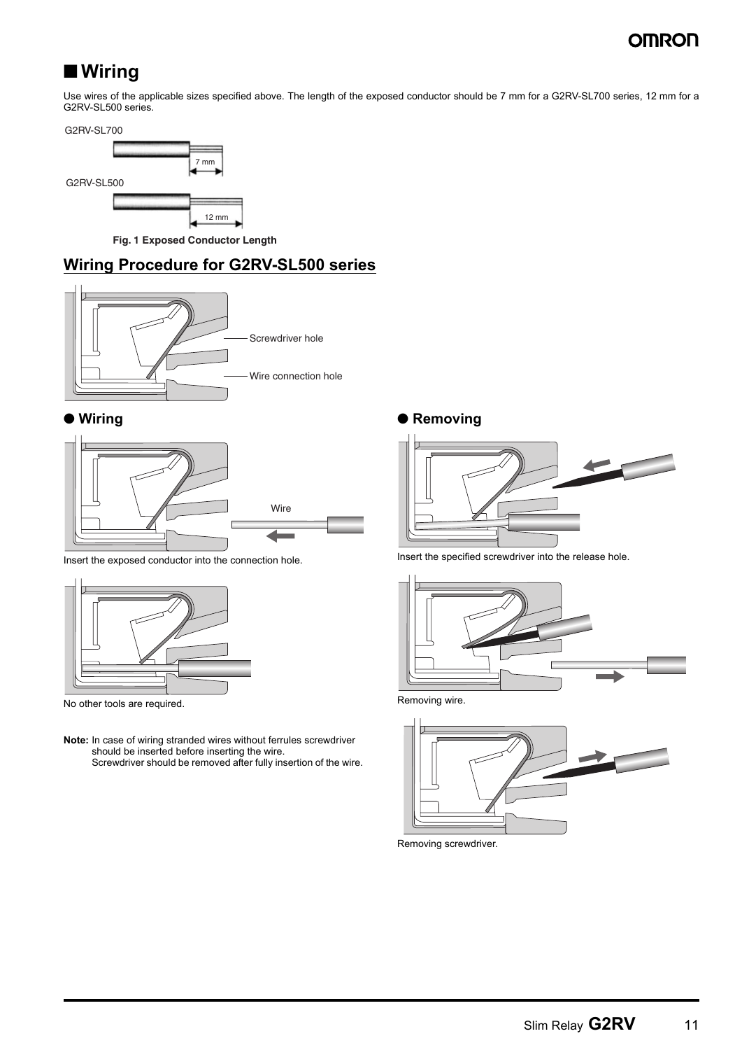## ■ Wiring

Use wires of the applicable sizes specified above. The length of the exposed conductor should be 7 mm for a G2RV-SL700 series, 12 mm for a G2RV-SL500 series.

G2RV-SL700

7 mm

G2RV-SL500

12 mm

**Fig. 1 Exposed Conductor Length**

## Wiring Procedure for G2RV-SL500 series

Screwdriver hole

Wire connection hole

### ● Wiring

Wire

Insert the exposed conductor into the connection hole.

No other tools are required.

**Note:** In case of wiring stranded wires without ferrules screwdriver should be inserted before inserting the wire.
Screwdriver should be removed after fully insertion of the wire.

### ● Removing

Insert the specified screwdriver into the release hole.

Removing wire.

Removing screwdriver.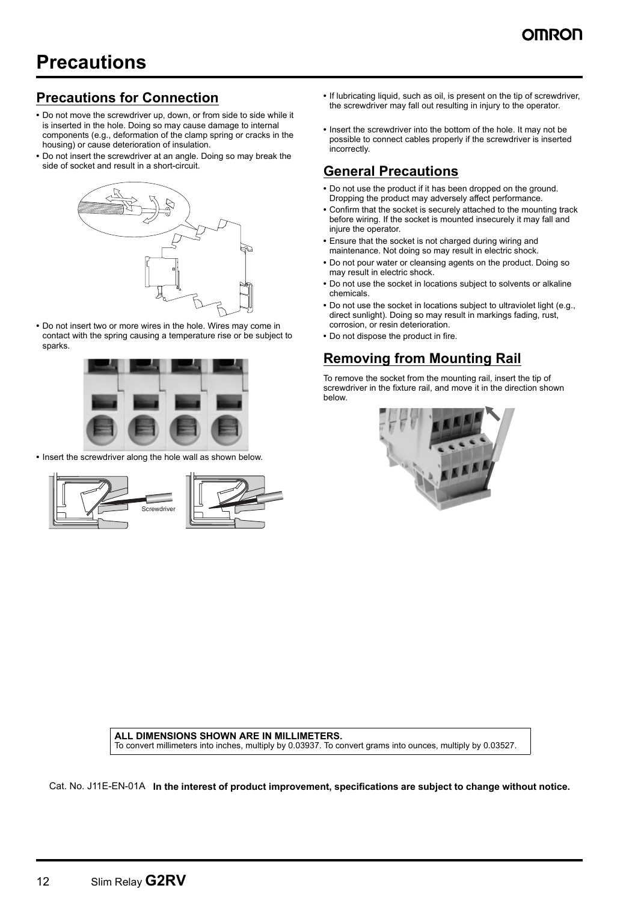# Precautions

## Precautions for Connection

- Do not move the screwdriver up, down, or from side to side while it is inserted in the hole. Doing so may cause damage to internal components (e.g., deformation of the clamp spring or cracks in the housing) or cause deterioration of insulation.
- Do not insert the screwdriver at an angle. Doing so may break the side of socket and result in a short-circuit.
- Do not insert two or more wires in the hole. Wires may come in contact with the spring causing a temperature rise or be subject to sparks.
- Insert the screwdriver along the hole wall as shown below.

Screwdriver

- If lubricating liquid, such as oil, is present on the tip of screwdriver, the screwdriver may fall out resulting in injury to the operator.
- Insert the screwdriver into the bottom of the hole. It may not be possible to connect cables properly if the screwdriver is inserted incorrectly.

## General Precautions

- Do not use the product if it has been dropped on the ground. Dropping the product may adversely affect performance.
- Confirm that the socket is securely attached to the mounting track before wiring. If the socket is mounted insecurely it may fall and injure the operator.
- Ensure that the socket is not charged during wiring and maintenance. Not doing so may result in electric shock.
- Do not pour water or cleansing agents on the product. Doing so may result in electric shock.
- Do not use the socket in locations subject to solvents or alkaline chemicals.
- Do not use the socket in locations subject to ultraviolet light (e.g., direct sunlight). Doing so may result in markings fading, rust, corrosion, or resin deterioration.
- Do not dispose the product in fire.

## Removing from Mounting Rail

To remove the socket from the mounting rail, insert the tip of screwdriver in the fixture rail, and move it in the direction shown below.

**ALL DIMENSIONS SHOWN ARE IN MILLIMETERS.**
To convert millimeters into inches, multiply by 0.03937. To convert grams into ounces, multiply by 0.03527.

Cat. No. J11E-EN-01A **In the interest of product improvement, specifications are subject to change without notice.**